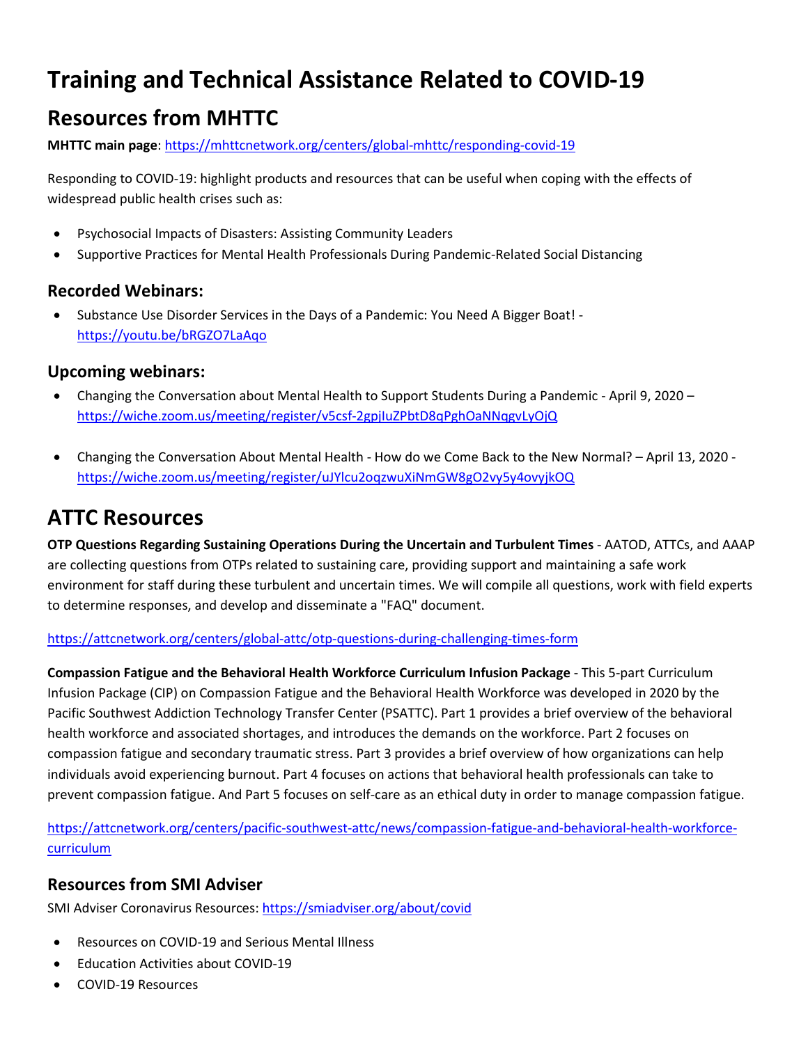# Training and Technical Assistance Related to COVID-19

## Resources from MHTTC

**MHTTC main page**: https://mhttcnetwork.org/centers/global-mhttc/responding-covid-19

Responding to COVID-19: highlight products and resources that can be useful when coping with the effects of widespread public health crises such as:

- Psychosocial Impacts of Disasters: Assisting Community Leaders
- Supportive Practices for Mental Health Professionals During Pandemic-Related Social Distancing

### Recorded Webinars:

- Substance Use Disorder Services in the Days of a Pandemic: You Need A Bigger Boat! - https://youtu.be/bRGZO7LaAqo

### Upcoming webinars:

- Changing the Conversation about Mental Health to Support Students During a Pandemic - April 9, 2020 – https://wiche.zoom.us/meeting/register/v5csf-2gpjIuZPbtD8qPghOaNNqgvLyOjQ

- Changing the Conversation About Mental Health - How do we Come Back to the New Normal? – April 13, 2020 - https://wiche.zoom.us/meeting/register/uJYlcu2oqzwuXiNmGW8gO2vy5y4ovyjkOQ

## ATTC Resources

**OTP Questions Regarding Sustaining Operations During the Uncertain and Turbulent Times** - AATOD, ATTCs, and AAAP are collecting questions from OTPs related to sustaining care, providing support and maintaining a safe work environment for staff during these turbulent and uncertain times. We will compile all questions, work with field experts to determine responses, and develop and disseminate a "FAQ" document.

https://attcnetwork.org/centers/global-attc/otp-questions-during-challenging-times-form

**Compassion Fatigue and the Behavioral Health Workforce Curriculum Infusion Package** - This 5-part Curriculum Infusion Package (CIP) on Compassion Fatigue and the Behavioral Health Workforce was developed in 2020 by the Pacific Southwest Addiction Technology Transfer Center (PSATTC). Part 1 provides a brief overview of the behavioral health workforce and associated shortages, and introduces the demands on the workforce. Part 2 focuses on compassion fatigue and secondary traumatic stress. Part 3 provides a brief overview of how organizations can help individuals avoid experiencing burnout. Part 4 focuses on actions that behavioral health professionals can take to prevent compassion fatigue. And Part 5 focuses on self-care as an ethical duty in order to manage compassion fatigue.

https://attcnetwork.org/centers/pacific-southwest-attc/news/compassion-fatigue-and-behavioral-health-workforce-curriculum

### Resources from SMI Adviser

SMI Adviser Coronavirus Resources: https://smiadviser.org/about/covid

- Resources on COVID-19 and Serious Mental Illness
- Education Activities about COVID-19
- COVID-19 Resources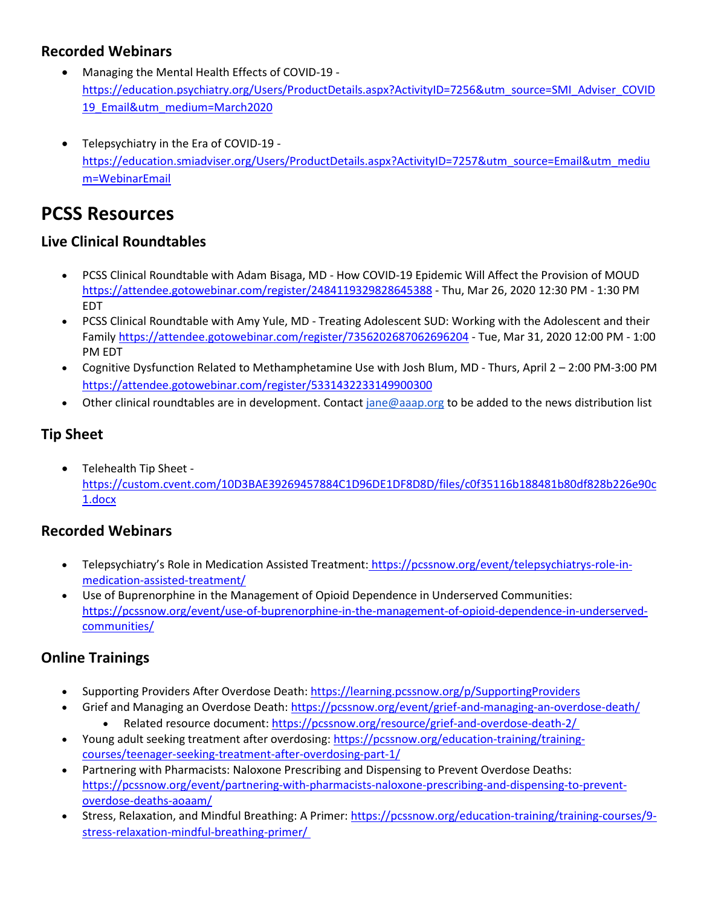### Recorded Webinars

- Managing the Mental Health Effects of COVID-19 - https://education.psychiatry.org/Users/ProductDetails.aspx?ActivityID=7256&utm_source=SMI_Adviser_COVID19_Email&utm_medium=March2020

- Telepsychiatry in the Era of COVID-19 - https://education.smiadviser.org/Users/ProductDetails.aspx?ActivityID=7257&utm_source=Email&utm_medium=WebinarEmail

## PCSS Resources

### Live Clinical Roundtables

- PCSS Clinical Roundtable with Adam Bisaga, MD - How COVID-19 Epidemic Will Affect the Provision of MOUD https://attendee.gotowebinar.com/register/2484119329828645388 - Thu, Mar 26, 2020 12:30 PM - 1:30 PM EDT
- PCSS Clinical Roundtable with Amy Yule, MD - Treating Adolescent SUD: Working with the Adolescent and their Family https://attendee.gotowebinar.com/register/7356202687062696204 - Tue, Mar 31, 2020 12:00 PM - 1:00 PM EDT
- Cognitive Dysfunction Related to Methamphetamine Use with Josh Blum, MD - Thurs, April 2 – 2:00 PM-3:00 PM https://attendee.gotowebinar.com/register/5331432233149900300
- Other clinical roundtables are in development. Contact jane@aaap.org to be added to the news distribution list

### Tip Sheet

- Telehealth Tip Sheet - https://custom.cvent.com/10D3BAE39269457884C1D96DE1DF8D8D/files/c0f35116b188481b80df828b226e90c1.docx

### Recorded Webinars

- Telepsychiatry's Role in Medication Assisted Treatment: https://pcssnow.org/event/telepsychiatrys-role-in-medication-assisted-treatment/
- Use of Buprenorphine in the Management of Opioid Dependence in Underserved Communities: https://pcssnow.org/event/use-of-buprenorphine-in-the-management-of-opioid-dependence-in-underserved-communities/

### Online Trainings

- Supporting Providers After Overdose Death: https://learning.pcssnow.org/p/SupportingProviders
- Grief and Managing an Overdose Death: https://pcssnow.org/event/grief-and-managing-an-overdose-death/
  - Related resource document: https://pcssnow.org/resource/grief-and-overdose-death-2/
- Young adult seeking treatment after overdosing: https://pcssnow.org/education-training/training-courses/teenager-seeking-treatment-after-overdosing-part-1/
- Partnering with Pharmacists: Naloxone Prescribing and Dispensing to Prevent Overdose Deaths: https://pcssnow.org/event/partnering-with-pharmacists-naloxone-prescribing-and-dispensing-to-prevent-overdose-deaths-aoaam/
- Stress, Relaxation, and Mindful Breathing: A Primer: https://pcssnow.org/education-training/training-courses/9-stress-relaxation-mindful-breathing-primer/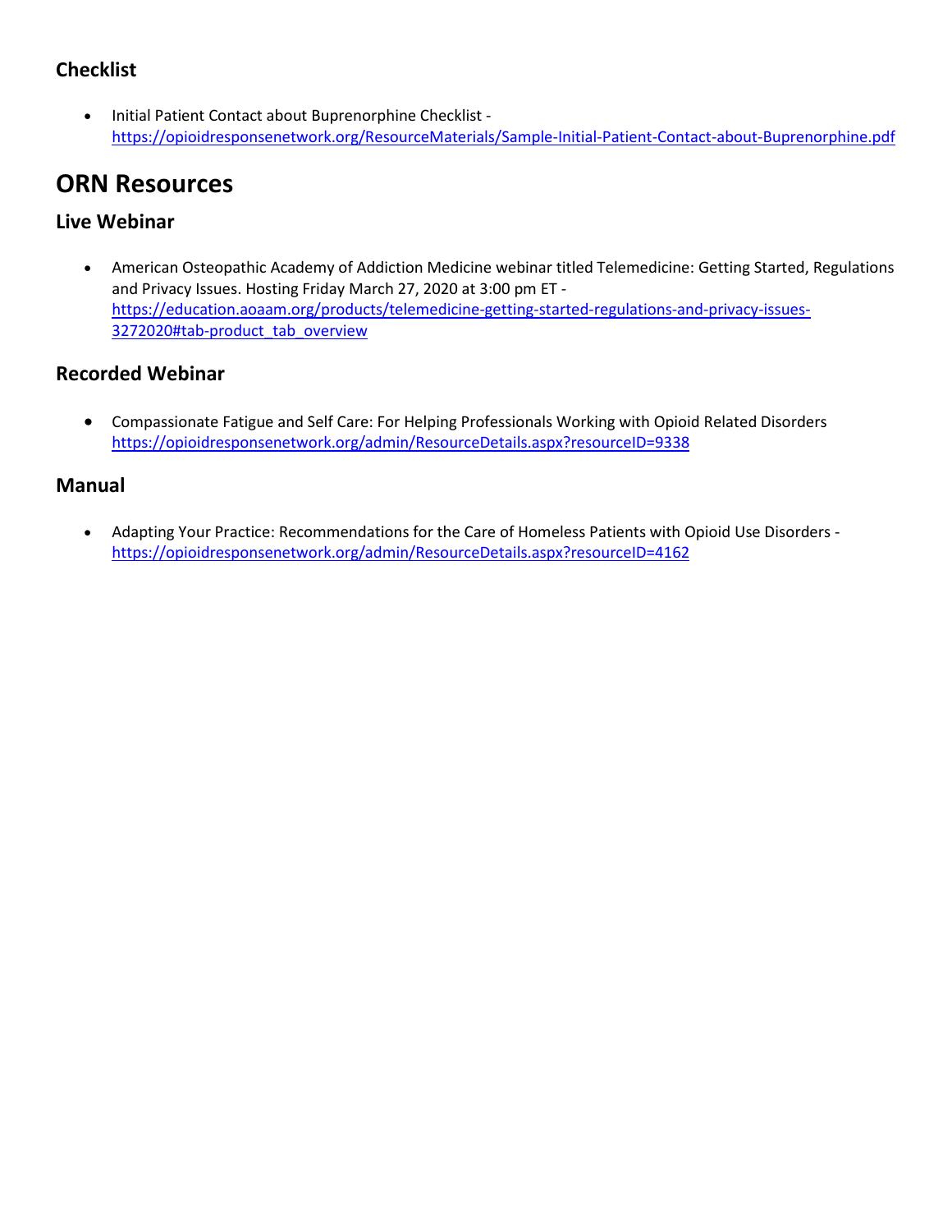### Checklist

- Initial Patient Contact about Buprenorphine Checklist - https://opioidresponsenetwork.org/ResourceMaterials/Sample-Initial-Patient-Contact-about-Buprenorphine.pdf

## ORN Resources

### Live Webinar

- American Osteopathic Academy of Addiction Medicine webinar titled Telemedicine: Getting Started, Regulations and Privacy Issues. Hosting Friday March 27, 2020 at 3:00 pm ET - https://education.aoaam.org/products/telemedicine-getting-started-regulations-and-privacy-issues-3272020#tab-product_tab_overview

### Recorded Webinar

- Compassionate Fatigue and Self Care: For Helping Professionals Working with Opioid Related Disorders https://opioidresponsenetwork.org/admin/ResourceDetails.aspx?resourceID=9338

### Manual

- Adapting Your Practice: Recommendations for the Care of Homeless Patients with Opioid Use Disorders - https://opioidresponsenetwork.org/admin/ResourceDetails.aspx?resourceID=4162